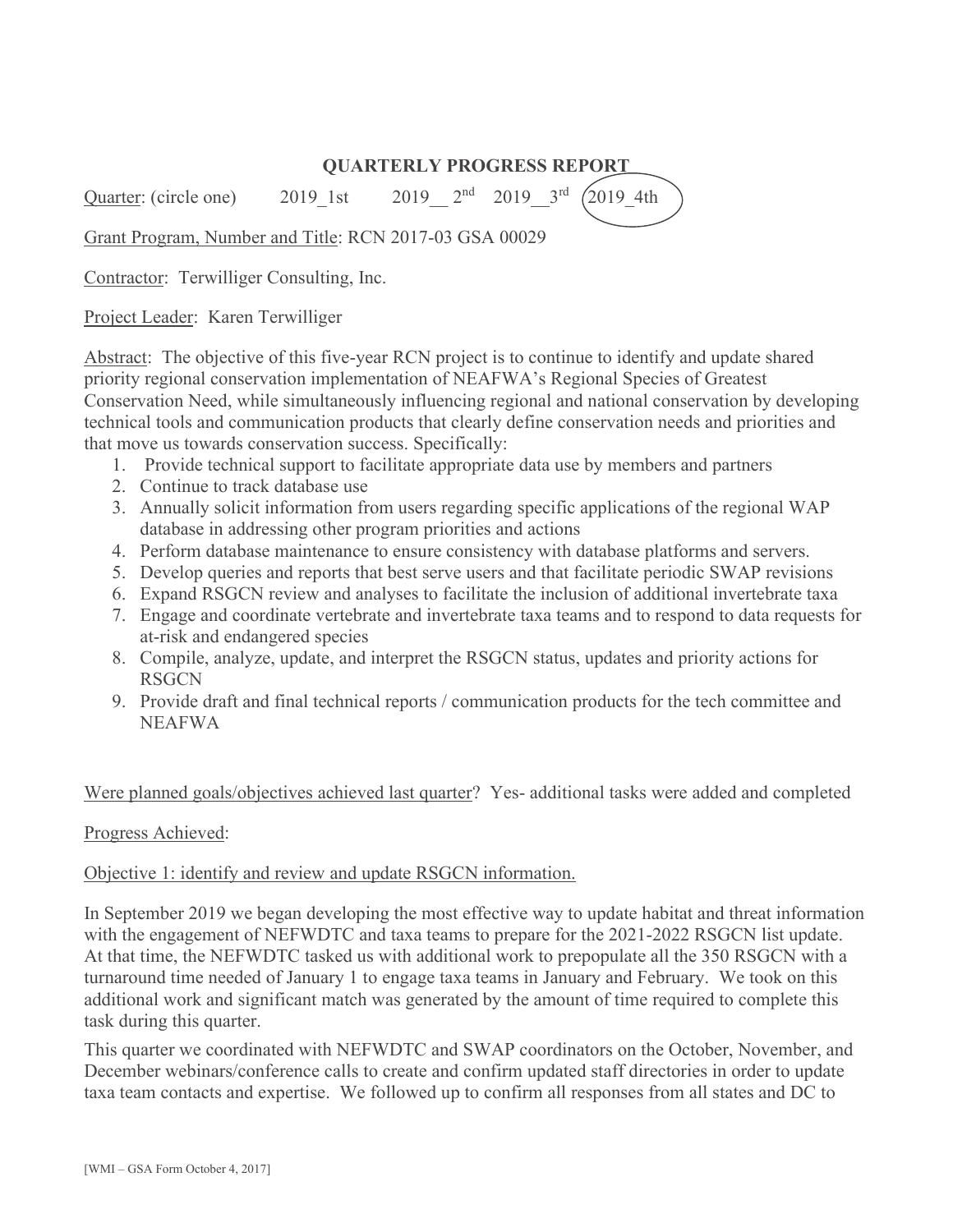# QUARTERLY PROGRESS REPORT

Quarter: (circle one) 2019_1st 2019__ 2nd 2019__3rd (2019_4th)

Grant Program, Number and Title: RCN 2017-03 GSA 00029

Contractor: Terwilliger Consulting, Inc.

Project Leader: Karen Terwilliger

Abstract: The objective of this five-year RCN project is to continue to identify and update shared priority regional conservation implementation of NEAFWA's Regional Species of Greatest Conservation Need, while simultaneously influencing regional and national conservation by developing technical tools and communication products that clearly define conservation needs and priorities and that move us towards conservation success. Specifically:

1. Provide technical support to facilitate appropriate data use by members and partners
2. Continue to track database use
3. Annually solicit information from users regarding specific applications of the regional WAP database in addressing other program priorities and actions
4. Perform database maintenance to ensure consistency with database platforms and servers.
5. Develop queries and reports that best serve users and that facilitate periodic SWAP revisions
6. Expand RSGCN review and analyses to facilitate the inclusion of additional invertebrate taxa
7. Engage and coordinate vertebrate and invertebrate taxa teams and to respond to data requests for at-risk and endangered species
8. Compile, analyze, update, and interpret the RSGCN status, updates and priority actions for RSGCN
9. Provide draft and final technical reports / communication products for the tech committee and NEAFWA

Were planned goals/objectives achieved last quarter? Yes- additional tasks were added and completed

Progress Achieved:

Objective 1: identify and review and update RSGCN information.

In September 2019 we began developing the most effective way to update habitat and threat information with the engagement of NEFWDTC and taxa teams to prepare for the 2021-2022 RSGCN list update. At that time, the NEFWDTC tasked us with additional work to prepopulate all the 350 RSGCN with a turnaround time needed of January 1 to engage taxa teams in January and February. We took on this additional work and significant match was generated by the amount of time required to complete this task during this quarter.

This quarter we coordinated with NEFWDTC and SWAP coordinators on the October, November, and December webinars/conference calls to create and confirm updated staff directories in order to update taxa team contacts and expertise. We followed up to confirm all responses from all states and DC to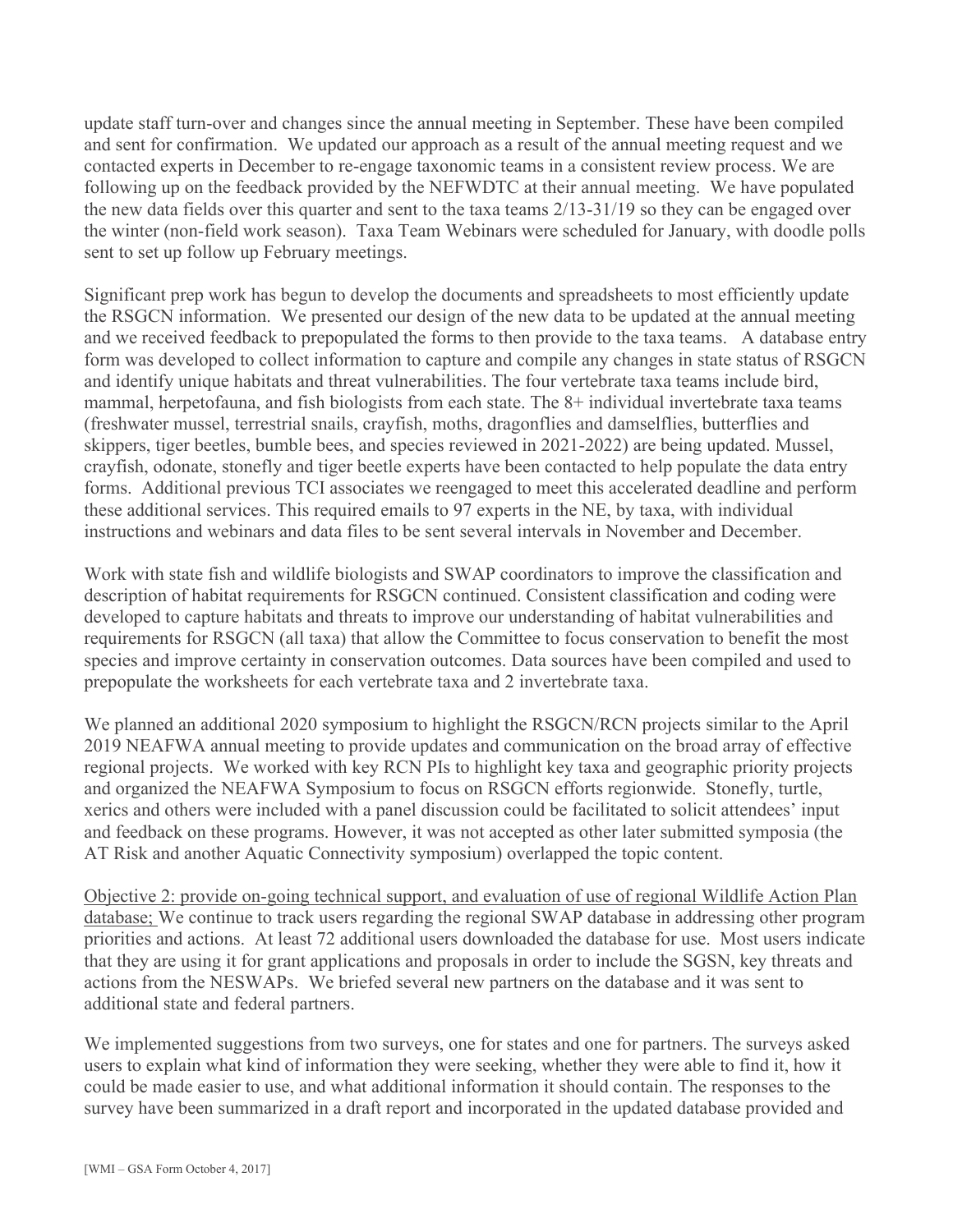update staff turn-over and changes since the annual meeting in September. These have been compiled and sent for confirmation. We updated our approach as a result of the annual meeting request and we contacted experts in December to re-engage taxonomic teams in a consistent review process. We are following up on the feedback provided by the NEFWDTC at their annual meeting. We have populated the new data fields over this quarter and sent to the taxa teams 2/13-31/19 so they can be engaged over the winter (non-field work season). Taxa Team Webinars were scheduled for January, with doodle polls sent to set up follow up February meetings.

Significant prep work has begun to develop the documents and spreadsheets to most efficiently update the RSGCN information. We presented our design of the new data to be updated at the annual meeting and we received feedback to prepopulated the forms to then provide to the taxa teams. A database entry form was developed to collect information to capture and compile any changes in state status of RSGCN and identify unique habitats and threat vulnerabilities. The four vertebrate taxa teams include bird, mammal, herpetofauna, and fish biologists from each state. The 8+ individual invertebrate taxa teams (freshwater mussel, terrestrial snails, crayfish, moths, dragonflies and damselflies, butterflies and skippers, tiger beetles, bumble bees, and species reviewed in 2021-2022) are being updated. Mussel, crayfish, odonate, stonefly and tiger beetle experts have been contacted to help populate the data entry forms. Additional previous TCI associates we reengaged to meet this accelerated deadline and perform these additional services. This required emails to 97 experts in the NE, by taxa, with individual instructions and webinars and data files to be sent several intervals in November and December.

Work with state fish and wildlife biologists and SWAP coordinators to improve the classification and description of habitat requirements for RSGCN continued. Consistent classification and coding were developed to capture habitats and threats to improve our understanding of habitat vulnerabilities and requirements for RSGCN (all taxa) that allow the Committee to focus conservation to benefit the most species and improve certainty in conservation outcomes. Data sources have been compiled and used to prepopulate the worksheets for each vertebrate taxa and 2 invertebrate taxa.

We planned an additional 2020 symposium to highlight the RSGCN/RCN projects similar to the April 2019 NEAFWA annual meeting to provide updates and communication on the broad array of effective regional projects. We worked with key RCN PIs to highlight key taxa and geographic priority projects and organized the NEAFWA Symposium to focus on RSGCN efforts regionwide. Stonefly, turtle, xerics and others were included with a panel discussion could be facilitated to solicit attendees' input and feedback on these programs. However, it was not accepted as other later submitted symposia (the AT Risk and another Aquatic Connectivity symposium) overlapped the topic content.

Objective 2: provide on-going technical support, and evaluation of use of regional Wildlife Action Plan database; We continue to track users regarding the regional SWAP database in addressing other program priorities and actions. At least 72 additional users downloaded the database for use. Most users indicate that they are using it for grant applications and proposals in order to include the SGSN, key threats and actions from the NESWAPs. We briefed several new partners on the database and it was sent to additional state and federal partners.

We implemented suggestions from two surveys, one for states and one for partners. The surveys asked users to explain what kind of information they were seeking, whether they were able to find it, how it could be made easier to use, and what additional information it should contain. The responses to the survey have been summarized in a draft report and incorporated in the updated database provided and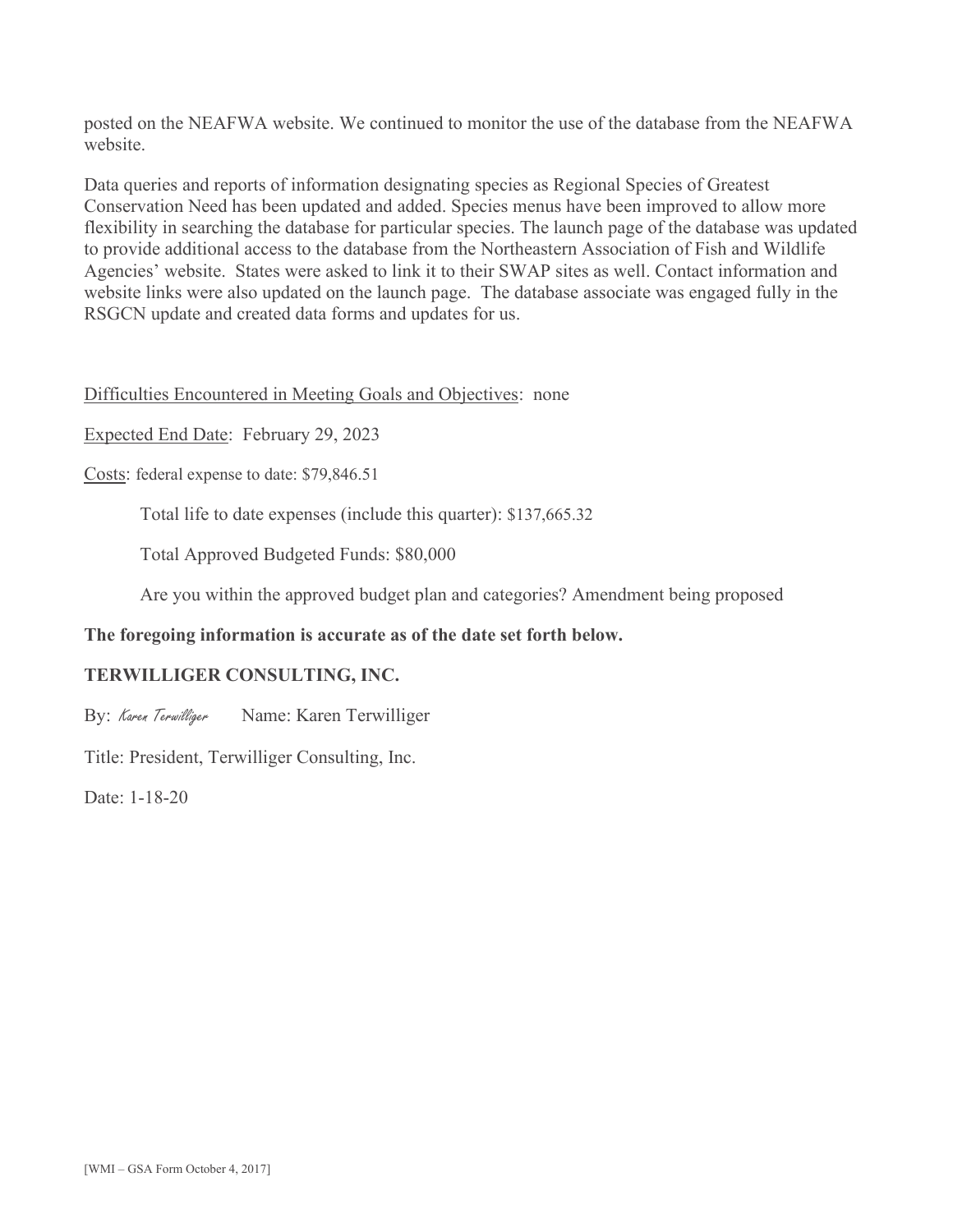posted on the NEAFWA website. We continued to monitor the use of the database from the NEAFWA website.

Data queries and reports of information designating species as Regional Species of Greatest Conservation Need has been updated and added. Species menus have been improved to allow more flexibility in searching the database for particular species. The launch page of the database was updated to provide additional access to the database from the Northeastern Association of Fish and Wildlife Agencies' website. States were asked to link it to their SWAP sites as well. Contact information and website links were also updated on the launch page. The database associate was engaged fully in the RSGCN update and created data forms and updates for us.

Difficulties Encountered in Meeting Goals and Objectives: none

Expected End Date: February 29, 2023

Costs: federal expense to date: $79,846.51

Total life to date expenses (include this quarter): $137,665.32

Total Approved Budgeted Funds: $80,000

Are you within the approved budget plan and categories? Amendment being proposed

**The foregoing information is accurate as of the date set forth below.**

**TERWILLIGER CONSULTING, INC.**

By: *Karen Terwilliger* Name: Karen Terwilliger

Title: President, Terwilliger Consulting, Inc.

Date: 1-18-20

[WMI – GSA Form October 4, 2017]